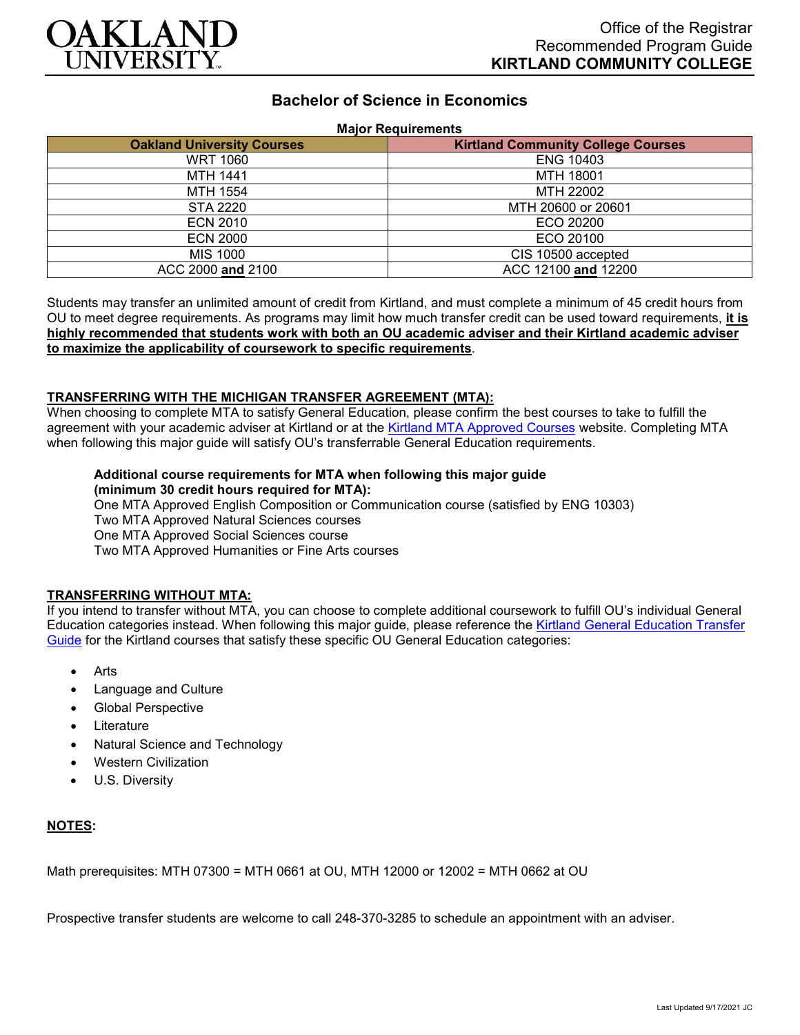OAKLAND UNIVERSITY

Office of the Registrar
Recommended Program Guide
**KIRTLAND COMMUNITY COLLEGE**

# Bachelor of Science in Economics

**Major Requirements**

| Oakland University Courses | Kirtland Community College Courses |
|---|---|
| WRT 1060 | ENG 10403 |
| MTH 1441 | MTH 18001 |
| MTH 1554 | MTH 22002 |
| STA 2220 | MTH 20600 or 20601 |
| ECN 2010 | ECO 20200 |
| ECN 2000 | ECO 20100 |
| MIS 1000 | CIS 10500 accepted |
| ACC 2000 **and** 2100 | ACC 12100 **and** 12200 |

Students may transfer an unlimited amount of credit from Kirtland, and must complete a minimum of 45 credit hours from OU to meet degree requirements. As programs may limit how much transfer credit can be used toward requirements, **it is highly recommended that students work with both an OU academic adviser and their Kirtland academic adviser to maximize the applicability of coursework to specific requirements**.

## TRANSFERRING WITH THE MICHIGAN TRANSFER AGREEMENT (MTA):

When choosing to complete MTA to satisfy General Education, please confirm the best courses to take to fulfill the agreement with your academic adviser at Kirtland or at the Kirtland MTA Approved Courses website. Completing MTA when following this major guide will satisfy OU's transferrable General Education requirements.

**Additional course requirements for MTA when following this major guide (minimum 30 credit hours required for MTA):**
One MTA Approved English Composition or Communication course (satisfied by ENG 10303)
Two MTA Approved Natural Sciences courses
One MTA Approved Social Sciences course
Two MTA Approved Humanities or Fine Arts courses

## TRANSFERRING WITHOUT MTA:

If you intend to transfer without MTA, you can choose to complete additional coursework to fulfill OU's individual General Education categories instead. When following this major guide, please reference the Kirtland General Education Transfer Guide for the Kirtland courses that satisfy these specific OU General Education categories:

- Arts
- Language and Culture
- Global Perspective
- Literature
- Natural Science and Technology
- Western Civilization
- U.S. Diversity

## NOTES:

Math prerequisites: MTH 07300 = MTH 0661 at OU, MTH 12000 or 12002 = MTH 0662 at OU

Prospective transfer students are welcome to call 248-370-3285 to schedule an appointment with an adviser.

Last Updated 9/17/2021 JC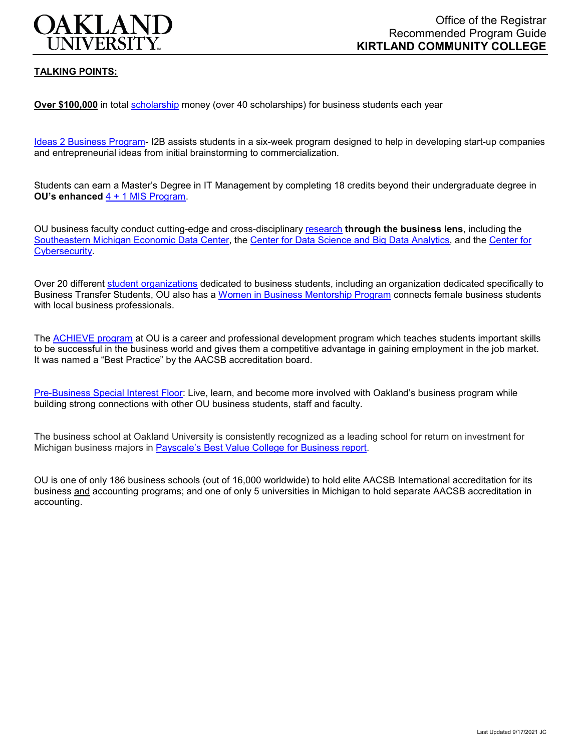**TALKING POINTS:**

**Over $100,000** in total scholarship money (over 40 scholarships) for business students each year

Ideas 2 Business Program- I2B assists students in a six-week program designed to help in developing start-up companies and entrepreneurial ideas from initial brainstorming to commercialization.

Students can earn a Master's Degree in IT Management by completing 18 credits beyond their undergraduate degree in **OU's enhanced** 4 + 1 MIS Program.

OU business faculty conduct cutting-edge and cross-disciplinary research **through the business lens**, including the Southeastern Michigan Economic Data Center, the Center for Data Science and Big Data Analytics, and the Center for Cybersecurity.

Over 20 different student organizations dedicated to business students, including an organization dedicated specifically to Business Transfer Students, OU also has a Women in Business Mentorship Program connects female business students with local business professionals.

The ACHIEVE program at OU is a career and professional development program which teaches students important skills to be successful in the business world and gives them a competitive advantage in gaining employment in the job market. It was named a "Best Practice" by the AACSB accreditation board.

Pre-Business Special Interest Floor: Live, learn, and become more involved with Oakland's business program while building strong connections with other OU business students, staff and faculty.

The business school at Oakland University is consistently recognized as a leading school for return on investment for Michigan business majors in Payscale's Best Value College for Business report.

OU is one of only 186 business schools (out of 16,000 worldwide) to hold elite AACSB International accreditation for its business and accounting programs; and one of only 5 universities in Michigan to hold separate AACSB accreditation in accounting.